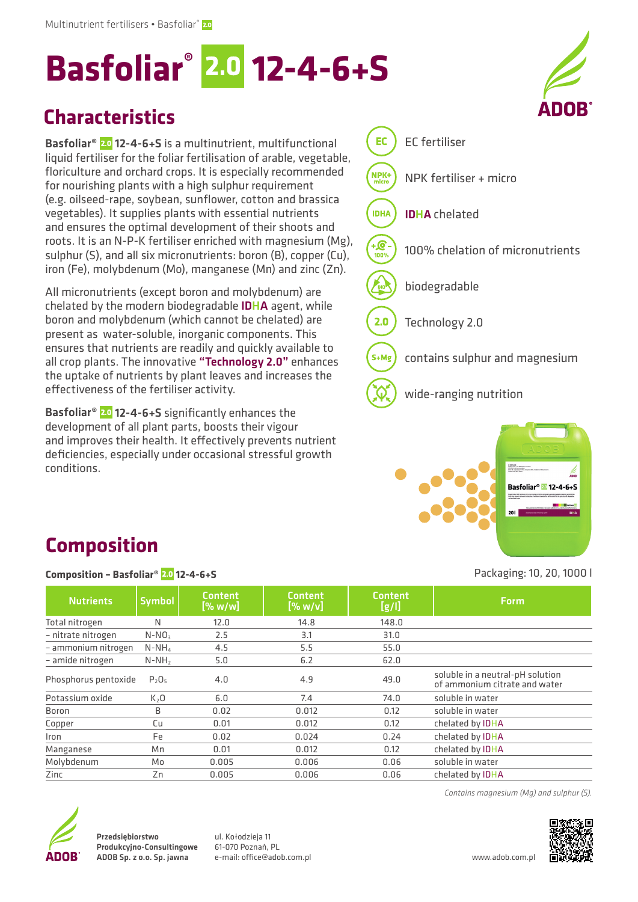# Basfoliar® 2.0 12-4-6+S

## Characteristics

**Basfoliar® 2.0 12-4-6+S** is a multinutrient, multifunctional liquid fertiliser for the foliar fertilisation of arable, vegetable, floriculture and orchard crops. It is especially recommended for nourishing plants with a high sulphur requirement (e.g. oilseed-rape, soybean, sunflower, cotton and brassica vegetables). It supplies plants with essential nutrients and ensures the optimal development of their shoots and roots. It is an N-P-K fertiliser enriched with magnesium (Mg), sulphur (S), and all six micronutrients: boron (B), copper (Cu), iron (Fe), molybdenum (Mo), manganese (Mn) and zinc (Zn).

All micronutrients (except boron and molybdenum) are chelated by the modern biodegradable **IDHA** agent, while boron and molybdenum (which cannot be chelated) are present as water-soluble, inorganic components. This ensures that nutrients are readily and quickly available to all crop plants. The innovative **"Technology 2.0"** enhances the uptake of nutrients by plant leaves and increases the effectiveness of the fertiliser activity.

**Basfoliar® 2.0 12-4-6+S** significantly enhances the development of all plant parts, boosts their vigour and improves their health. It effectively prevents nutrient deficiencies, especially under occasional stressful growth conditions.

- EC fertiliser
- NPK fertiliser + micro
- **IDHA** chelated
- 100% chelation of micronutrients
- biodegradable
- Technology 2.0
- contains sulphur and magnesium
- wide-ranging nutrition

## Composition

**Composition – Basfoliar® 2.0 12-4-6+S**

Packaging: 10, 20, 1000 l

| Nutrients | Symbol | Content [% w/w] | Content [% w/v] | Content [g/l] | Form |
|---|---|---|---|---|---|
| Total nitrogen | N | 12.0 | 14.8 | 148.0 | |
| – nitrate nitrogen | $N\text{-}NO_3$ | 2.5 | 3.1 | 31.0 | |
| – ammonium nitrogen | $N\text{-}NH_4$ | 4.5 | 5.5 | 55.0 | |
| – amide nitrogen | $N\text{-}NH_2$ | 5.0 | 6.2 | 62.0 | |
| Phosphorus pentoxide | $P_2O_5$ | 4.0 | 4.9 | 49.0 | soluble in a neutral-pH solution of ammonium citrate and water |
| Potassium oxide | $K_2O$ | 6.0 | 7.4 | 74.0 | soluble in water |
| Boron | B | 0.02 | 0.012 | 0.12 | soluble in water |
| Copper | Cu | 0.01 | 0.012 | 0.12 | chelated by IDHA |
| Iron | Fe | 0.02 | 0.024 | 0.24 | chelated by IDHA |
| Manganese | Mn | 0.01 | 0.012 | 0.12 | chelated by IDHA |
| Molybdenum | Mo | 0.005 | 0.006 | 0.06 | soluble in water |
| Zinc | Zn | 0.005 | 0.006 | 0.06 | chelated by IDHA |

*Contains magnesium (Mg) and sulphur (S).*

**Przedsiębiorstwo Produkcyjno-Consultingowe ADOB Sp. z o.o. Sp. jawna**

ul. Kołodzieja 11
61-070 Poznań, PL
e-mail: office@adob.com.pl

www.adob.com.pl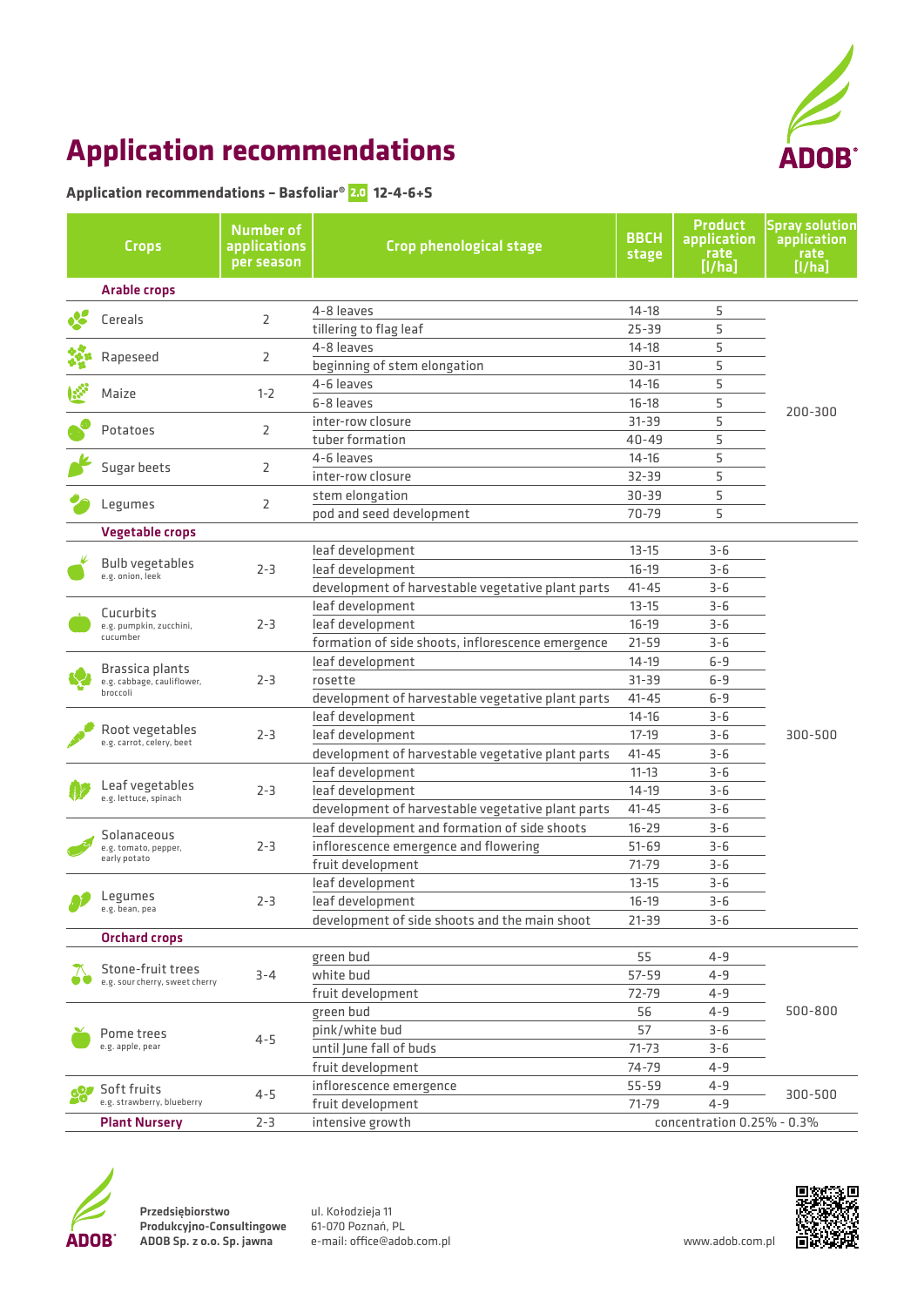# Application recommendations

**Application recommendations – Basfoliar® 2.0 12-4-6+S**

| Crops | Number of applications per season | Crop phenological stage | BBCH stage | Product application rate [l/ha] | Spray solution application rate [l/ha] |
|---|---|---|---|---|---|
| **Arable crops** | | | | | |
| Cereals | 2 | 4-8 leaves | 14-18 | 5 | 200-300 |
| | | tillering to flag leaf | 25-39 | 5 | |
| Rapeseed | 2 | 4-8 leaves | 14-18 | 5 | |
| | | beginning of stem elongation | 30-31 | 5 | |
| Maize | 1-2 | 4-6 leaves | 14-16 | 5 | |
| | | 6-8 leaves | 16-18 | 5 | |
| Potatoes | 2 | inter-row closure | 31-39 | 5 | |
| | | tuber formation | 40-49 | 5 | |
| Sugar beets | 2 | 4-6 leaves | 14-16 | 5 | |
| | | inter-row closure | 32-39 | 5 | |
| Legumes | 2 | stem elongation | 30-39 | 5 | |
| | | pod and seed development | 70-79 | 5 | |
| **Vegetable crops** | | | | | |
| Bulb vegetables e.g. onion, leek | 2-3 | leaf development | 13-15 | 3-6 | 300-500 |
| | | leaf development | 16-19 | 3-6 | |
| | | development of harvestable vegetative plant parts | 41-45 | 3-6 | |
| Cucurbits e.g. pumpkin, zucchini, cucumber | 2-3 | leaf development | 13-15 | 3-6 | |
| | | leaf development | 16-19 | 3-6 | |
| | | formation of side shoots, inflorescence emergence | 21-59 | 3-6 | |
| Brassica plants e.g. cabbage, cauliflower, broccoli | 2-3 | leaf development | 14-19 | 6-9 | |
| | | rosette | 31-39 | 6-9 | |
| | | development of harvestable vegetative plant parts | 41-45 | 6-9 | |
| Root vegetables e.g. carrot, celery, beet | 2-3 | leaf development | 14-16 | 3-6 | |
| | | leaf development | 17-19 | 3-6 | |
| | | development of harvestable vegetative plant parts | 41-45 | 3-6 | |
| Leaf vegetables e.g. lettuce, spinach | 2-3 | leaf development | 11-13 | 3-6 | |
| | | leaf development | 14-19 | 3-6 | |
| | | development of harvestable vegetative plant parts | 41-45 | 3-6 | |
| Solanaceous e.g. tomato, pepper, early potato | 2-3 | leaf development and formation of side shoots | 16-29 | 3-6 | |
| | | inflorescence emergence and flowering | 51-69 | 3-6 | |
| | | fruit development | 71-79 | 3-6 | |
| Legumes e.g. bean, pea | 2-3 | leaf development | 13-15 | 3-6 | |
| | | leaf development | 16-19 | 3-6 | |
| | | development of side shoots and the main shoot | 21-39 | 3-6 | |
| **Orchard crops** | | | | | |
| Stone-fruit trees e.g. sour cherry, sweet cherry | 3-4 | green bud | 55 | 4-9 | 500-800 |
| | | white bud | 57-59 | 4-9 | |
| | | fruit development | 72-79 | 4-9 | |
| Pome trees e.g. apple, pear | 4-5 | green bud | 56 | 4-9 | |
| | | pink/white bud | 57 | 3-6 | |
| | | until June fall of buds | 71-73 | 3-6 | |
| | | fruit development | 74-79 | 4-9 | |
| Soft fruits e.g. strawberry, blueberry | 4-5 | inflorescence emergence | 55-59 | 4-9 | 300-500 |
| | | fruit development | 71-79 | 4-9 | |
| **Plant Nursery** | 2-3 | intensive growth | concentration 0.25% - 0.3% | | |

**Przedsiębiorstwo Produkcyjno-Consultingowe ADOB Sp. z o.o. Sp. jawna**

ul. Kołodzieja 11
61-070 Poznań, PL
e-mail: office@adob.com.pl

www.adob.com.pl